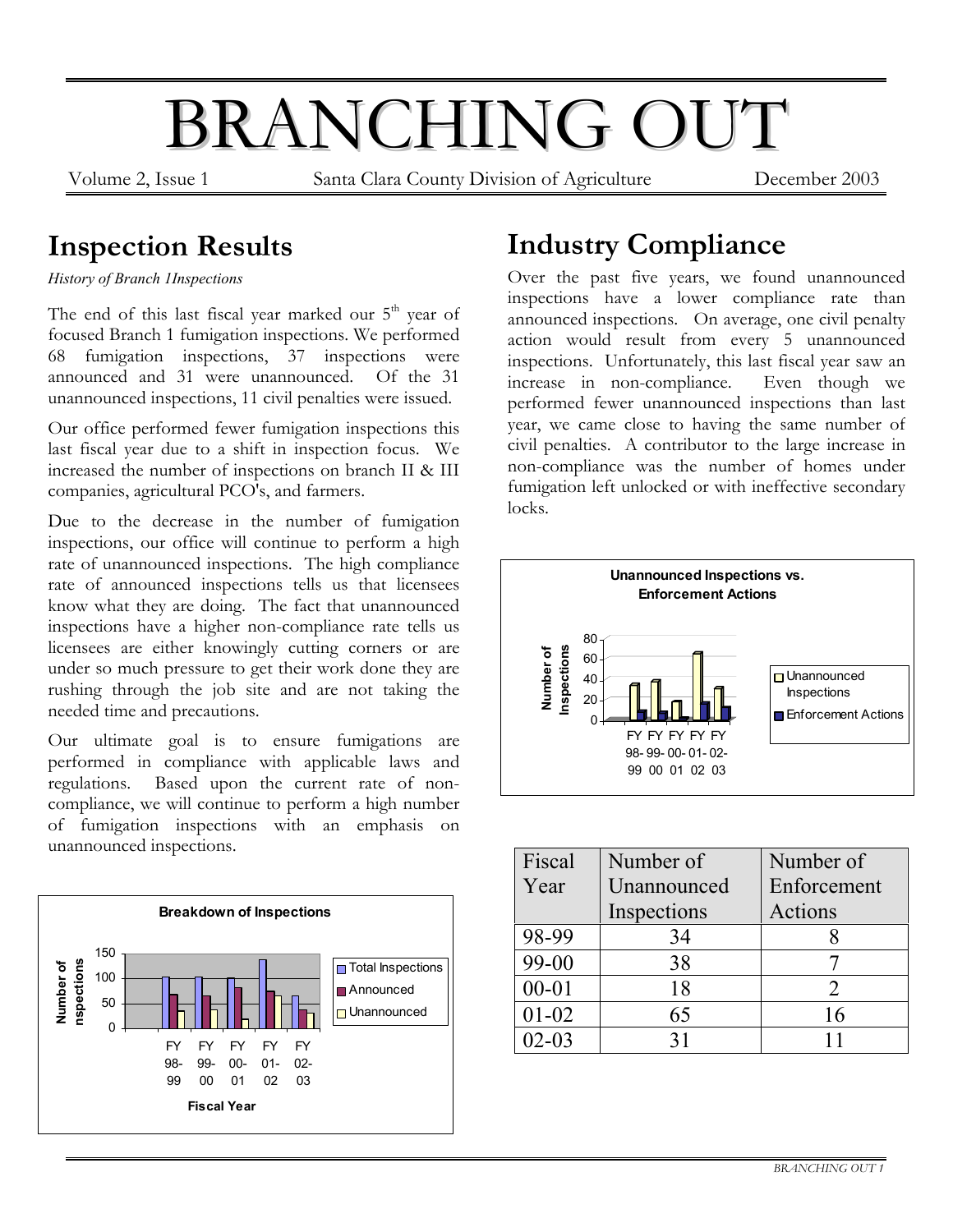# BRANCHING OUT

Volume 2, Issue 1 — Santa Clara County Division of Agriculture — December 2003

## Inspection Results

*History of Branch 1Inspections*

The end of this last fiscal year marked our 5th year of focused Branch 1 fumigation inspections. We performed 68 fumigation inspections, 37 inspections were announced and 31 were unannounced. Of the 31 unannounced inspections, 11 civil penalties were issued.

Our office performed fewer fumigation inspections this last fiscal year due to a shift in inspection focus. We increased the number of inspections on branch II & III companies, agricultural PCO's, and farmers.

Due to the decrease in the number of fumigation inspections, our office will continue to perform a high rate of unannounced inspections. The high compliance rate of announced inspections tells us that licensees know what they are doing. The fact that unannounced inspections have a higher non-compliance rate tells us licensees are either knowingly cutting corners or are under so much pressure to get their work done they are rushing through the job site and are not taking the needed time and precautions.

Our ultimate goal is to ensure fumigations are performed in compliance with applicable laws and regulations. Based upon the current rate of non-compliance, we will continue to perform a high number of fumigation inspections with an emphasis on unannounced inspections.

**Breakdown of Inspections**

## Industry Compliance

Over the past five years, we found unannounced inspections have a lower compliance rate than announced inspections. On average, one civil penalty action would result from every 5 unannounced inspections. Unfortunately, this last fiscal year saw an increase in non-compliance. Even though we performed fewer unannounced inspections than last year, we came close to having the same number of civil penalties. A contributor to the large increase in non-compliance was the number of homes under fumigation left unlocked or with ineffective secondary locks.

**Unannounced Inspections vs. Enforcement Actions**

| Fiscal Year | Number of Unannounced Inspections | Number of Enforcement Actions |
|---|---|---|
| 98-99 | 34 | 8 |
| 99-00 | 38 | 7 |
| 00-01 | 18 | 2 |
| 01-02 | 65 | 16 |
| 02-03 | 31 | 11 |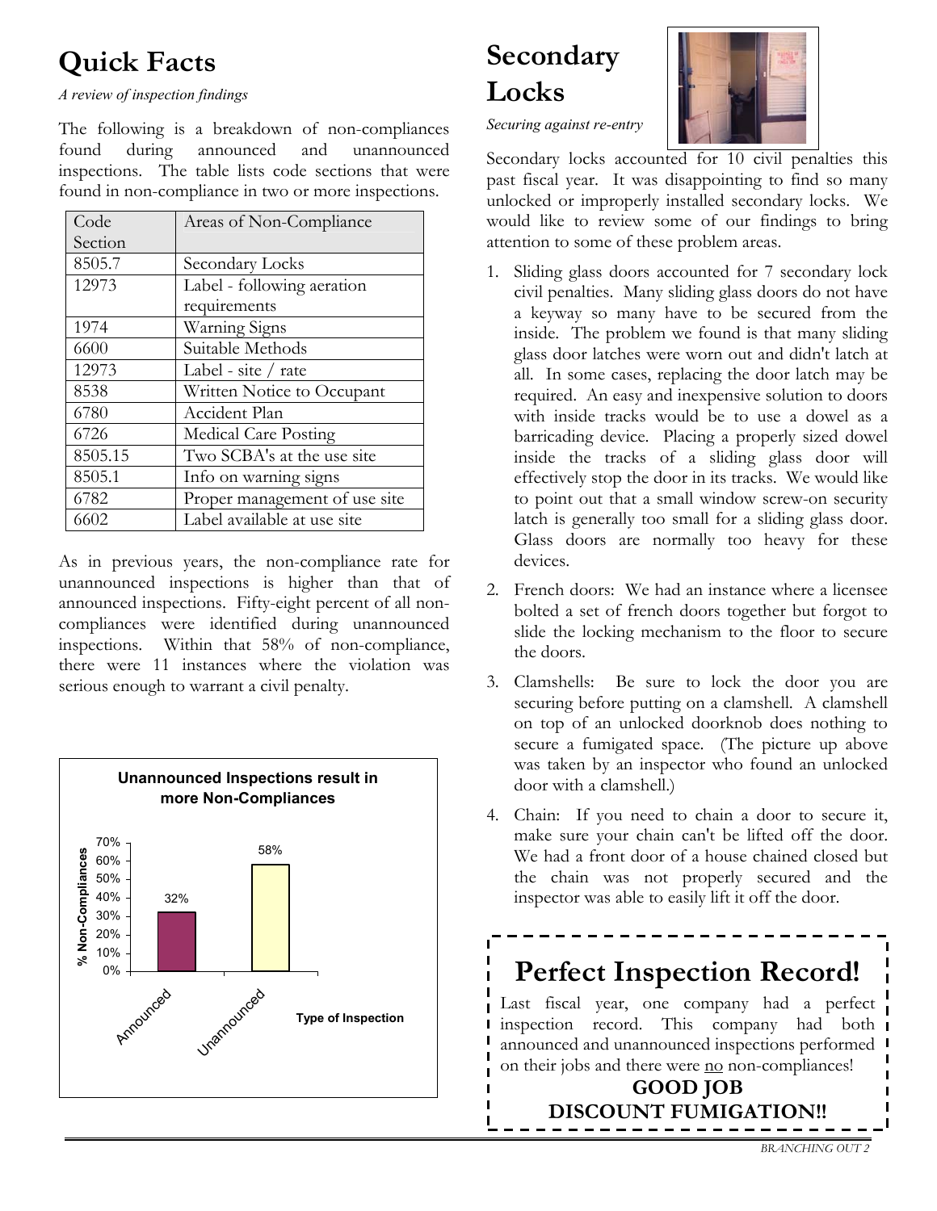## Quick Facts

*A review of inspection findings*

The following is a breakdown of non-compliances found during announced and unannounced inspections. The table lists code sections that were found in non-compliance in two or more inspections.

| Code Section | Areas of Non-Compliance |
|---|---|
| 8505.7 | Secondary Locks |
| 12973 | Label - following aeration requirements |
| 1974 | Warning Signs |
| 6600 | Suitable Methods |
| 12973 | Label - site / rate |
| 8538 | Written Notice to Occupant |
| 6780 | Accident Plan |
| 6726 | Medical Care Posting |
| 8505.15 | Two SCBA's at the use site |
| 8505.1 | Info on warning signs |
| 6782 | Proper management of use site |
| 6602 | Label available at use site |

As in previous years, the non-compliance rate for unannounced inspections is higher than that of announced inspections. Fifty-eight percent of all non-compliances were identified during unannounced inspections. Within that 58% of non-compliance, there were 11 instances where the violation was serious enough to warrant a civil penalty.

**Unannounced Inspections result in more Non-Compliances**

| Type of Inspection | % Non-Compliances |
|---|---|
| Announced | 32% |
| Unannounced | 58% |

## Secondary Locks

*Securing against re-entry*

Secondary locks accounted for 10 civil penalties this past fiscal year. It was disappointing to find so many unlocked or improperly installed secondary locks. We would like to review some of our findings to bring attention to some of these problem areas.

1. Sliding glass doors accounted for 7 secondary lock civil penalties. Many sliding glass doors do not have a keyway so many have to be secured from the inside. The problem we found is that many sliding glass door latches were worn out and didn't latch at all. In some cases, replacing the door latch may be required. An easy and inexpensive solution to doors with inside tracks would be to use a dowel as a barricading device. Placing a properly sized dowel inside the tracks of a sliding glass door will effectively stop the door in its tracks. We would like to point out that a small window screw-on security latch is generally too small for a sliding glass door. Glass doors are normally too heavy for these devices.
2. French doors: We had an instance where a licensee bolted a set of french doors together but forgot to slide the locking mechanism to the floor to secure the doors.
3. Clamshells: Be sure to lock the door you are securing before putting on a clamshell. A clamshell on top of an unlocked doorknob does nothing to secure a fumigated space. (The picture up above was taken by an inspector who found an unlocked door with a clamshell.)
4. Chain: If you need to chain a door to secure it, make sure your chain can't be lifted off the door. We had a front door of a house chained closed but the chain was not properly secured and the inspector was able to easily lift it off the door.

## Perfect Inspection Record!

Last fiscal year, one company had a perfect inspection record. This company had both announced and unannounced inspections performed on their jobs and there were no non-compliances!

**GOOD JOB**
**DISCOUNT FUMIGATION!!**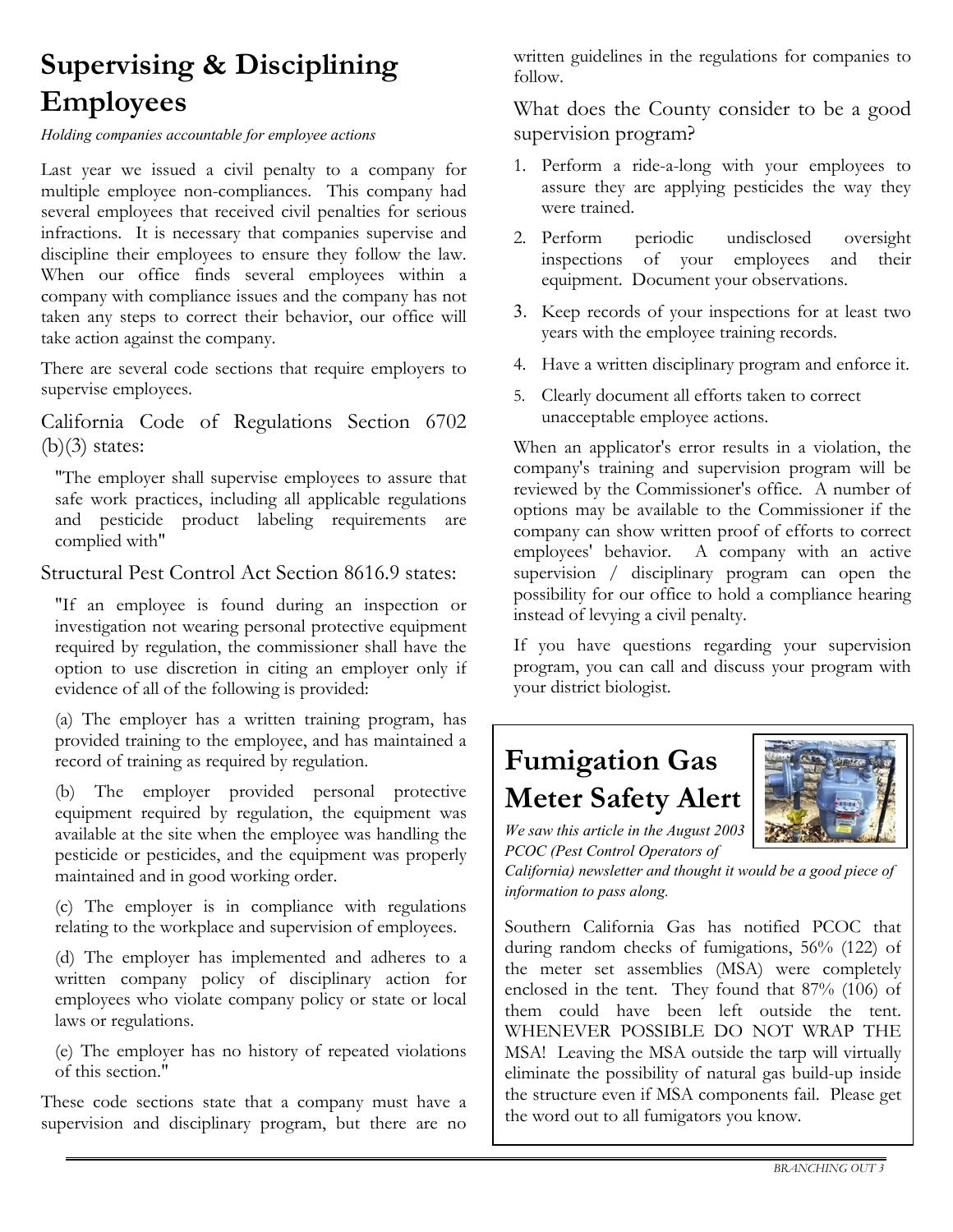# Supervising & Disciplining Employees

*Holding companies accountable for employee actions*

Last year we issued a civil penalty to a company for multiple employee non-compliances. This company had several employees that received civil penalties for serious infractions. It is necessary that companies supervise and discipline their employees to ensure they follow the law. When our office finds several employees within a company with compliance issues and the company has not taken any steps to correct their behavior, our office will take action against the company.

There are several code sections that require employers to supervise employees.

### California Code of Regulations Section 6702 (b)(3) states:

"The employer shall supervise employees to assure that safe work practices, including all applicable regulations and pesticide product labeling requirements are complied with"

### Structural Pest Control Act Section 8616.9 states:

"If an employee is found during an inspection or investigation not wearing personal protective equipment required by regulation, the commissioner shall have the option to use discretion in citing an employer only if evidence of all of the following is provided:

(a) The employer has a written training program, has provided training to the employee, and has maintained a record of training as required by regulation.

(b) The employer provided personal protective equipment required by regulation, the equipment was available at the site when the employee was handling the pesticide or pesticides, and the equipment was properly maintained and in good working order.

(c) The employer is in compliance with regulations relating to the workplace and supervision of employees.

(d) The employer has implemented and adheres to a written company policy of disciplinary action for employees who violate company policy or state or local laws or regulations.

(e) The employer has no history of repeated violations of this section."

These code sections state that a company must have a supervision and disciplinary program, but there are no written guidelines in the regulations for companies to follow.

### What does the County consider to be a good supervision program?

1. Perform a ride-a-long with your employees to assure they are applying pesticides the way they were trained.
2. Perform periodic undisclosed oversight inspections of your employees and their equipment. Document your observations.
3. Keep records of your inspections for at least two years with the employee training records.
4. Have a written disciplinary program and enforce it.
5. Clearly document all efforts taken to correct unacceptable employee actions.

When an applicator's error results in a violation, the company's training and supervision program will be reviewed by the Commissioner's office. A number of options may be available to the Commissioner if the company can show written proof of efforts to correct employees' behavior. A company with an active supervision / disciplinary program can open the possibility for our office to hold a compliance hearing instead of levying a civil penalty.

If you have questions regarding your supervision program, you can call and discuss your program with your district biologist.

# Fumigation Gas Meter Safety Alert

*We saw this article in the August 2003 PCOC (Pest Control Operators of California) newsletter and thought it would be a good piece of information to pass along.*

Southern California Gas has notified PCOC that during random checks of fumigations, 56% (122) of the meter set assemblies (MSA) were completely enclosed in the tent. They found that 87% (106) of them could have been left outside the tent. WHENEVER POSSIBLE DO NOT WRAP THE MSA! Leaving the MSA outside the tarp will virtually eliminate the possibility of natural gas build-up inside the structure even if MSA components fail. Please get the word out to all fumigators you know.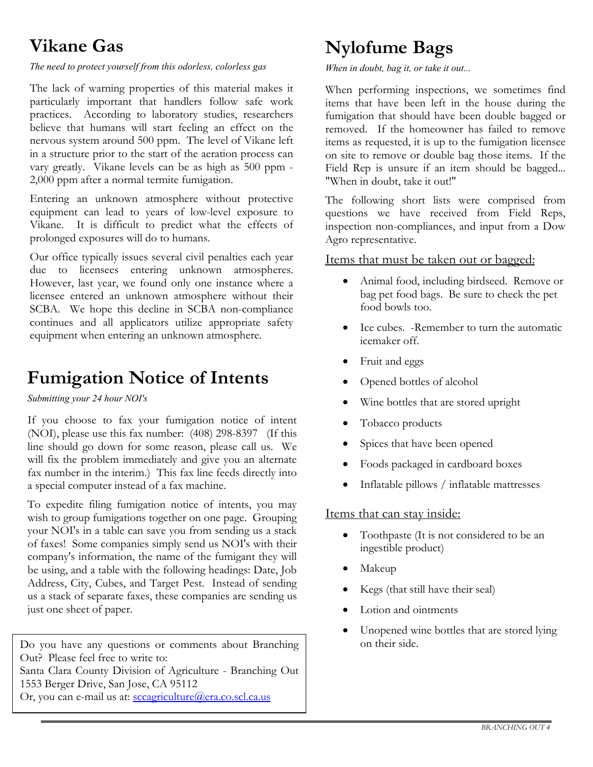## Vikane Gas

*The need to protect yourself from this odorless, colorless gas*

The lack of warning properties of this material makes it particularly important that handlers follow safe work practices. According to laboratory studies, researchers believe that humans will start feeling an effect on the nervous system around 500 ppm. The level of Vikane left in a structure prior to the start of the aeration process can vary greatly. Vikane levels can be as high as 500 ppm - 2,000 ppm after a normal termite fumigation.

Entering an unknown atmosphere without protective equipment can lead to years of low-level exposure to Vikane. It is difficult to predict what the effects of prolonged exposures will do to humans.

Our office typically issues several civil penalties each year due to licensees entering unknown atmospheres. However, last year, we found only one instance where a licensee entered an unknown atmosphere without their SCBA. We hope this decline in SCBA non-compliance continues and all applicators utilize appropriate safety equipment when entering an unknown atmosphere.

## Fumigation Notice of Intents

*Submitting your 24 hour NOI's*

If you choose to fax your fumigation notice of intent (NOI), please use this fax number: (408) 298-8397 (If this line should go down for some reason, please call us. We will fix the problem immediately and give you an alternate fax number in the interim.) This fax line feeds directly into a special computer instead of a fax machine.

To expedite filing fumigation notice of intents, you may wish to group fumigations together on one page. Grouping your NOI's in a table can save you from sending us a stack of faxes! Some companies simply send us NOI's with their company's information, the name of the fumigant they will be using, and a table with the following headings: Date, Job Address, City, Cubes, and Target Pest. Instead of sending us a stack of separate faxes, these companies are sending us just one sheet of paper.

Do you have any questions or comments about Branching Out? Please feel free to write to:
Santa Clara County Division of Agriculture - Branching Out
1553 Berger Drive, San Jose, CA 95112
Or, you can e-mail us at: sccagriculture@era.co.scl.ca.us

## Nylofume Bags

*When in doubt, bag it, or take it out...*

When performing inspections, we sometimes find items that have been left in the house during the fumigation that should have been double bagged or removed. If the homeowner has failed to remove items as requested, it is up to the fumigation licensee on site to remove or double bag those items. If the Field Rep is unsure if an item should be bagged... "When in doubt, take it out!"

The following short lists were comprised from questions we have received from Field Reps, inspection non-compliances, and input from a Dow Agro representative.

Items that must be taken out or bagged:

- Animal food, including birdseed. Remove or bag pet food bags. Be sure to check the pet food bowls too.
- Ice cubes. -Remember to turn the automatic icemaker off.
- Fruit and eggs
- Opened bottles of alcohol
- Wine bottles that are stored upright
- Tobacco products
- Spices that have been opened
- Foods packaged in cardboard boxes
- Inflatable pillows / inflatable mattresses

Items that can stay inside:

- Toothpaste (It is not considered to be an ingestible product)
- Makeup
- Kegs (that still have their seal)
- Lotion and ointments
- Unopened wine bottles that are stored lying on their side.